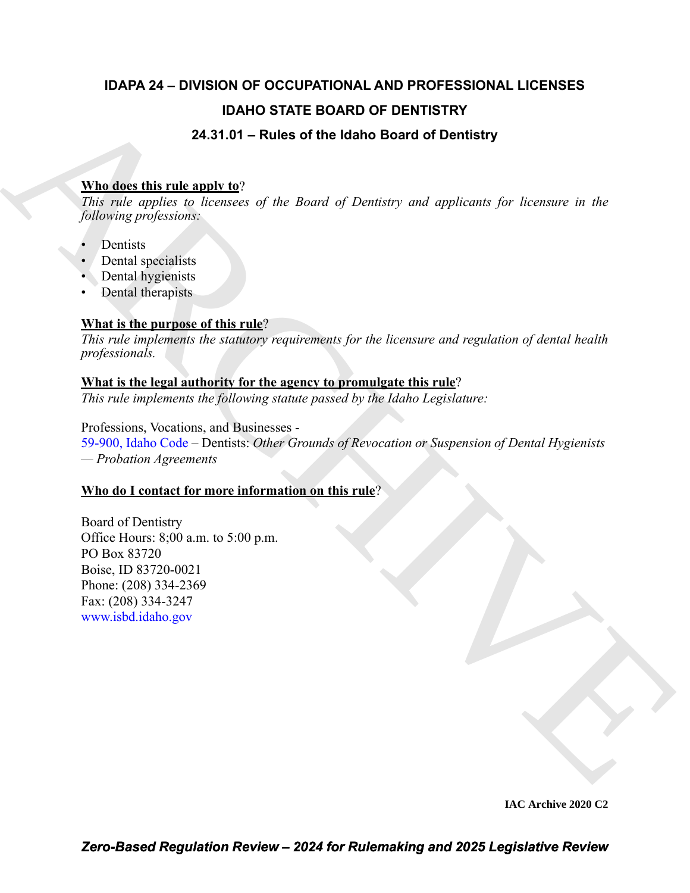# IDAPA 24 – DIVISION OF OCCUPATIONAL AND PROFESSIONAL LICENSES

## IDAHO STATE BOARD OF DENTISTRY

## 24.31.01 – Rules of the Idaho Board of Dentistry

**Who does this rule apply to**?

*This rule applies to licensees of the Board of Dentistry and applicants for licensure in the following professions:*

- Dentists
- Dental specialists
- Dental hygienists
- Dental therapists

**What is the purpose of this rule**?

*This rule implements the statutory requirements for the licensure and regulation of dental health professionals.*

**What is the legal authority for the agency to promulgate this rule**?

*This rule implements the following statute passed by the Idaho Legislature:*

Professions, Vocations, and Businesses -
59-900, Idaho Code – Dentists: *Other Grounds of Revocation or Suspension of Dental Hygienists — Probation Agreements*

**Who do I contact for more information on this rule**?

Board of Dentistry
Office Hours: 8;00 a.m. to 5:00 p.m.
PO Box 83720
Boise, ID 83720-0021
Phone: (208) 334-2369
Fax: (208) 334-3247
www.isbd.idaho.gov

IAC Archive 2020 C2

***Zero-Based Regulation Review – 2024 for Rulemaking and 2025 Legislative Review***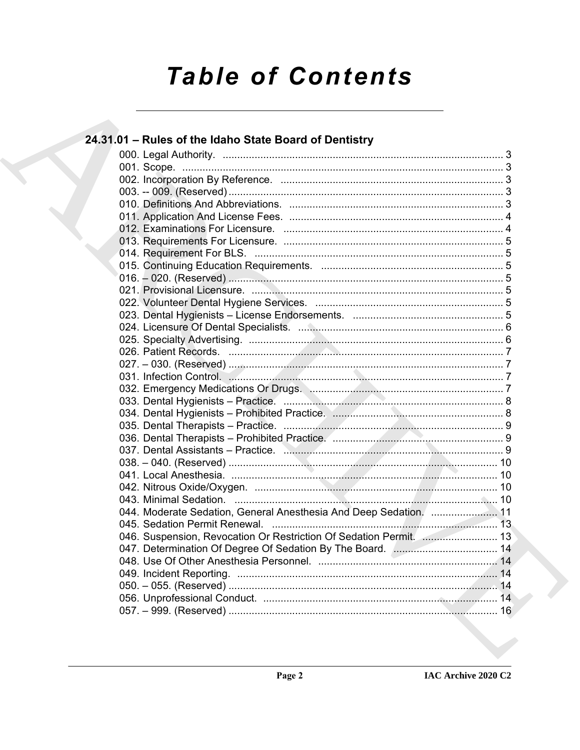# Table of Contents

## 24.31.01 – Rules of the Idaho State Board of Dentistry

000. Legal Authority. ........ 3
001. Scope. ........ 3
002. Incorporation By Reference. ........ 3
003. -- 009. (Reserved) ........ 3
010. Definitions And Abbreviations. ........ 3
011. Application And License Fees. ........ 4
012. Examinations For Licensure. ........ 4
013. Requirements For Licensure. ........ 5
014. Requirement For BLS. ........ 5
015. Continuing Education Requirements. ........ 5
016. – 020. (Reserved) ........ 5
021. Provisional Licensure. ........ 5
022. Volunteer Dental Hygiene Services. ........ 5
023. Dental Hygienists – License Endorsements. ........ 5
024. Licensure Of Dental Specialists. ........ 6
025. Specialty Advertising. ........ 6
026. Patient Records. ........ 7
027. – 030. (Reserved) ........ 7
031. Infection Control. ........ 7
032. Emergency Medications Or Drugs. ........ 7
033. Dental Hygienists – Practice. ........ 8
034. Dental Hygienists – Prohibited Practice. ........ 8
035. Dental Therapists – Practice. ........ 9
036. Dental Therapists – Prohibited Practice. ........ 9
037. Dental Assistants – Practice. ........ 9
038. – 040. (Reserved) ........ 10
041. Local Anesthesia. ........ 10
042. Nitrous Oxide/Oxygen. ........ 10
043. Minimal Sedation. ........ 10
044. Moderate Sedation, General Anesthesia And Deep Sedation. ........ 11
045. Sedation Permit Renewal. ........ 13
046. Suspension, Revocation Or Restriction Of Sedation Permit. ........ 13
047. Determination Of Degree Of Sedation By The Board. ........ 14
048. Use Of Other Anesthesia Personnel. ........ 14
049. Incident Reporting. ........ 14
050. – 055. (Reserved) ........ 14
056. Unprofessional Conduct. ........ 14
057. – 999. (Reserved) ........ 16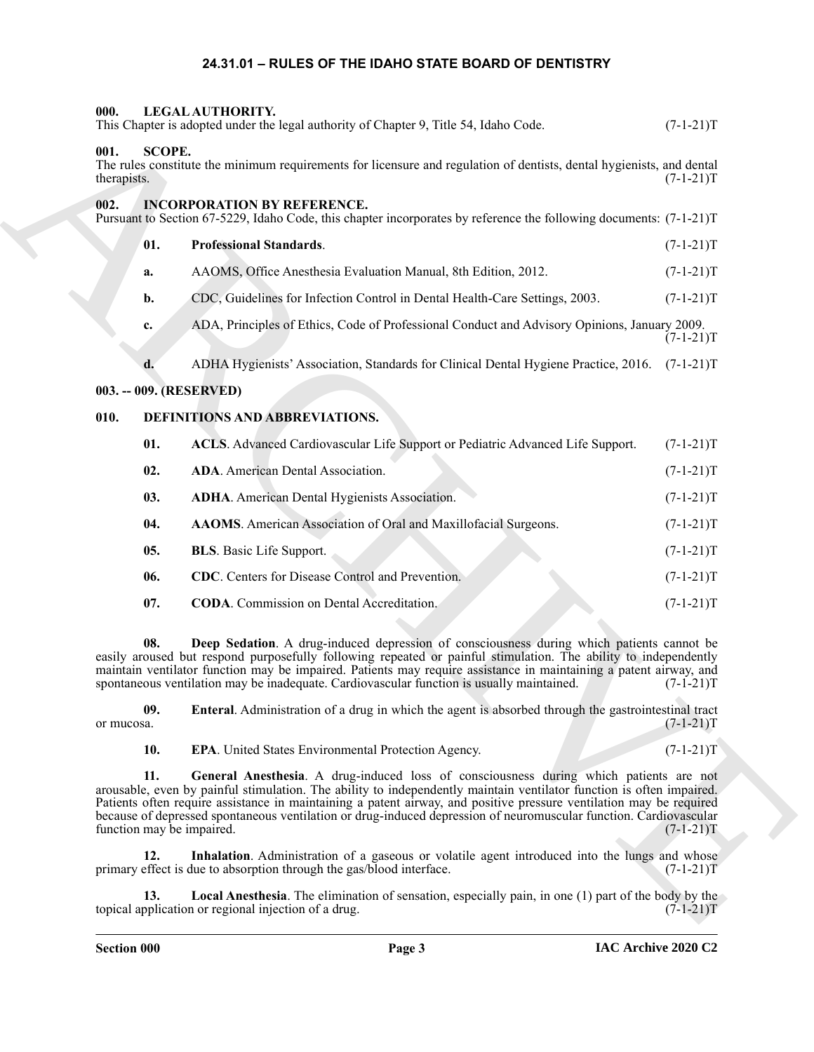# 24.31.01 – RULES OF THE IDAHO STATE BOARD OF DENTISTRY

## 000. LEGAL AUTHORITY.

This Chapter is adopted under the legal authority of Chapter 9, Title 54, Idaho Code. (7-1-21)T

## 001. SCOPE.

The rules constitute the minimum requirements for licensure and regulation of dentists, dental hygienists, and dental therapists. (7-1-21)T

## 002. INCORPORATION BY REFERENCE.

Pursuant to Section 67-5229, Idaho Code, this chapter incorporates by reference the following documents: (7-1-21)T

**01. Professional Standards**. (7-1-21)T

**a.** AAOMS, Office Anesthesia Evaluation Manual, 8th Edition, 2012. (7-1-21)T

**b.** CDC, Guidelines for Infection Control in Dental Health-Care Settings, 2003. (7-1-21)T

**c.** ADA, Principles of Ethics, Code of Professional Conduct and Advisory Opinions, January 2009. (7-1-21)T

**d.** ADHA Hygienists' Association, Standards for Clinical Dental Hygiene Practice, 2016. (7-1-21)T

## 003. -- 009. (RESERVED)

## 010. DEFINITIONS AND ABBREVIATIONS.

**01. ACLS**. Advanced Cardiovascular Life Support or Pediatric Advanced Life Support. (7-1-21)T

**02. ADA**. American Dental Association. (7-1-21)T

**03. ADHA**. American Dental Hygienists Association. (7-1-21)T

**04. AAOMS**. American Association of Oral and Maxillofacial Surgeons. (7-1-21)T

**05. BLS**. Basic Life Support. (7-1-21)T

**06. CDC**. Centers for Disease Control and Prevention. (7-1-21)T

**07. CODA**. Commission on Dental Accreditation. (7-1-21)T

**08. Deep Sedation**. A drug-induced depression of consciousness during which patients cannot be easily aroused but respond purposefully following repeated or painful stimulation. The ability to independently maintain ventilator function may be impaired. Patients may require assistance in maintaining a patent airway, and spontaneous ventilation may be inadequate. Cardiovascular function is usually maintained. (7-1-21)T

**09. Enteral**. Administration of a drug in which the agent is absorbed through the gastrointestinal tract or mucosa. (7-1-21)T

**10. EPA**. United States Environmental Protection Agency. (7-1-21)T

**11. General Anesthesia**. A drug-induced loss of consciousness during which patients are not arousable, even by painful stimulation. The ability to independently maintain ventilator function is often impaired. Patients often require assistance in maintaining a patent airway, and positive pressure ventilation may be required because of depressed spontaneous ventilation or drug-induced depression of neuromuscular function. Cardiovascular function may be impaired. (7-1-21)T

**12. Inhalation**. Administration of a gaseous or volatile agent introduced into the lungs and whose primary effect is due to absorption through the gas/blood interface. (7-1-21)T

**13. Local Anesthesia**. The elimination of sensation, especially pain, in one (1) part of the body by the topical application or regional injection of a drug. (7-1-21)T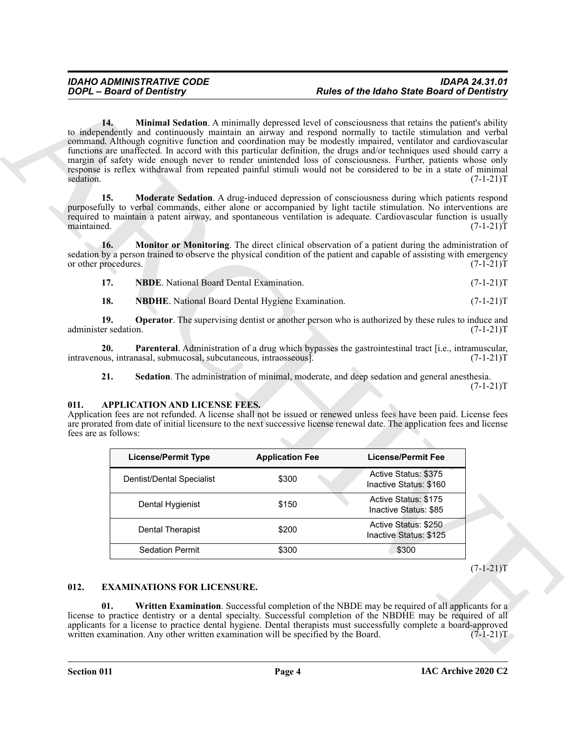**14. Minimal Sedation**. A minimally depressed level of consciousness that retains the patient's ability to independently and continuously maintain an airway and respond normally to tactile stimulation and verbal command. Although cognitive function and coordination may be modestly impaired, ventilator and cardiovascular functions are unaffected. In accord with this particular definition, the drugs and/or techniques used should carry a margin of safety wide enough never to render unintended loss of consciousness. Further, patients whose only response is reflex withdrawal from repeated painful stimuli would not be considered to be in a state of minimal sedation. (7-1-21)T

**15. Moderate Sedation**. A drug-induced depression of consciousness during which patients respond purposefully to verbal commands, either alone or accompanied by light tactile stimulation. No interventions are required to maintain a patent airway, and spontaneous ventilation is adequate. Cardiovascular function is usually maintained. (7-1-21)T

**16. Monitor or Monitoring**. The direct clinical observation of a patient during the administration of sedation by a person trained to observe the physical condition of the patient and capable of assisting with emergency or other procedures. (7-1-21)T

**17. NBDE**. National Board Dental Examination. (7-1-21)T

**18. NBDHE**. National Board Dental Hygiene Examination. (7-1-21)T

**19. Operator**. The supervising dentist or another person who is authorized by these rules to induce and administer sedation. (7-1-21)T

**20. Parenteral**. Administration of a drug which bypasses the gastrointestinal tract [i.e., intramuscular, intravenous, intranasal, submucosal, subcutaneous, intraosseous]. (7-1-21)T

**21. Sedation**. The administration of minimal, moderate, and deep sedation and general anesthesia. (7-1-21)T

### 011. APPLICATION AND LICENSE FEES.

Application fees are not refunded. A license shall not be issued or renewed unless fees have been paid. License fees are prorated from date of initial licensure to the next successive license renewal date. The application fees and license fees are as follows:

| License/Permit Type | Application Fee | License/Permit Fee |
|---|---|---|
| Dentist/Dental Specialist | $300 | Active Status: $375<br>Inactive Status: $160 |
| Dental Hygienist | $150 | Active Status: $175<br>Inactive Status: $85 |
| Dental Therapist | $200 | Active Status: $250<br>Inactive Status: $125 |
| Sedation Permit | $300 | $300 |

(7-1-21)T

### 012. EXAMINATIONS FOR LICENSURE.

**01. Written Examination**. Successful completion of the NBDE may be required of all applicants for a license to practice dentistry or a dental specialty. Successful completion of the NBDHE may be required of all applicants for a license to practice dental hygiene. Dental therapists must successfully complete a board-approved written examination. Any other written examination will be specified by the Board. (7-1-21)T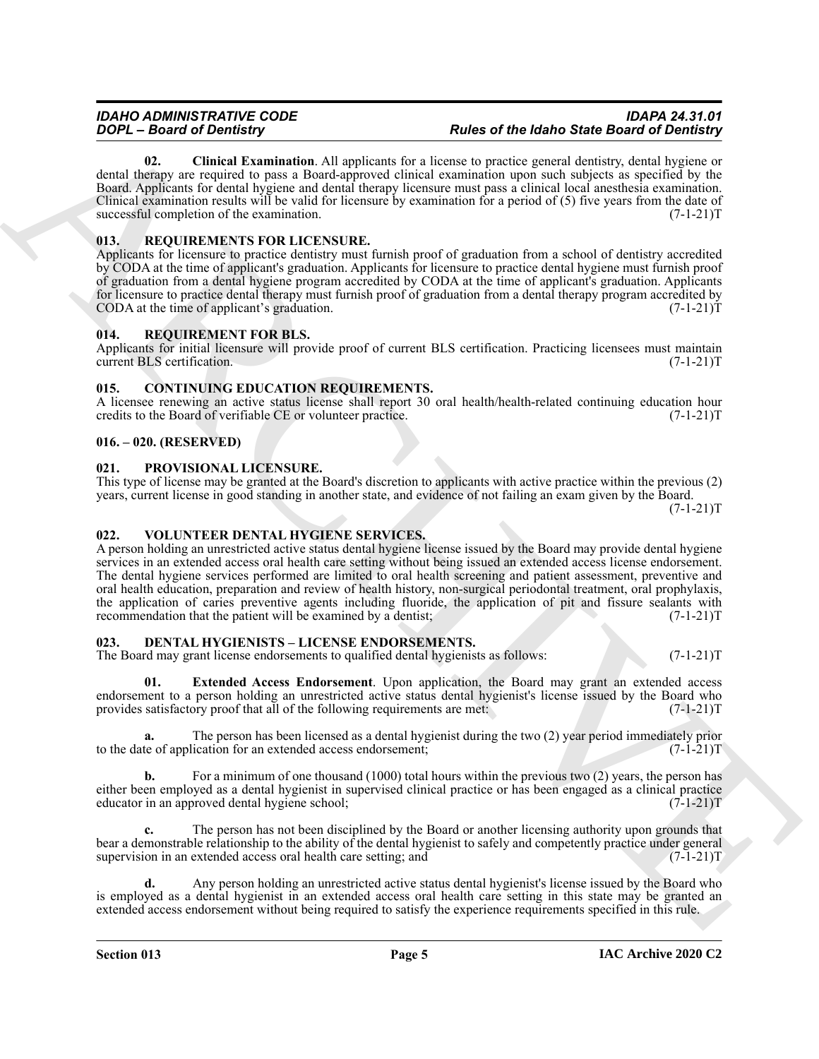**02. Clinical Examination**. All applicants for a license to practice general dentistry, dental hygiene or dental therapy are required to pass a Board-approved clinical examination upon such subjects as specified by the Board. Applicants for dental hygiene and dental therapy licensure must pass a clinical local anesthesia examination. Clinical examination results will be valid for licensure by examination for a period of (5) five years from the date of successful completion of the examination. (7-1-21)T

## 013. REQUIREMENTS FOR LICENSURE.

Applicants for licensure to practice dentistry must furnish proof of graduation from a school of dentistry accredited by CODA at the time of applicant's graduation. Applicants for licensure to practice dental hygiene must furnish proof of graduation from a dental hygiene program accredited by CODA at the time of applicant's graduation. Applicants for licensure to practice dental therapy must furnish proof of graduation from a dental therapy program accredited by CODA at the time of applicant's graduation. (7-1-21)T

## 014. REQUIREMENT FOR BLS.

Applicants for initial licensure will provide proof of current BLS certification. Practicing licensees must maintain current BLS certification. (7-1-21)T

## 015. CONTINUING EDUCATION REQUIREMENTS.

A licensee renewing an active status license shall report 30 oral health/health-related continuing education hour credits to the Board of verifiable CE or volunteer practice. (7-1-21)T

## 016. – 020. (RESERVED)

## 021. PROVISIONAL LICENSURE.

This type of license may be granted at the Board's discretion to applicants with active practice within the previous (2) years, current license in good standing in another state, and evidence of not failing an exam given by the Board. (7-1-21)T

## 022. VOLUNTEER DENTAL HYGIENE SERVICES.

A person holding an unrestricted active status dental hygiene license issued by the Board may provide dental hygiene services in an extended access oral health care setting without being issued an extended access license endorsement. The dental hygiene services performed are limited to oral health screening and patient assessment, preventive and oral health education, preparation and review of health history, non-surgical periodontal treatment, oral prophylaxis, the application of caries preventive agents including fluoride, the application of pit and fissure sealants with recommendation that the patient will be examined by a dentist; (7-1-21)T

## 023. DENTAL HYGIENISTS – LICENSE ENDORSEMENTS.

The Board may grant license endorsements to qualified dental hygienists as follows: (7-1-21)T

**01. Extended Access Endorsement**. Upon application, the Board may grant an extended access endorsement to a person holding an unrestricted active status dental hygienist's license issued by the Board who provides satisfactory proof that all of the following requirements are met: (7-1-21)T

**a.** The person has been licensed as a dental hygienist during the two (2) year period immediately prior to the date of application for an extended access endorsement; (7-1-21)T

**b.** For a minimum of one thousand (1000) total hours within the previous two (2) years, the person has either been employed as a dental hygienist in supervised clinical practice or has been engaged as a clinical practice educator in an approved dental hygiene school; (7-1-21)T

**c.** The person has not been disciplined by the Board or another licensing authority upon grounds that bear a demonstrable relationship to the ability of the dental hygienist to safely and competently practice under general supervision in an extended access oral health care setting; and (7-1-21)T

**d.** Any person holding an unrestricted active status dental hygienist's license issued by the Board who is employed as a dental hygienist in an extended access oral health care setting in this state may be granted an extended access endorsement without being required to satisfy the experience requirements specified in this rule.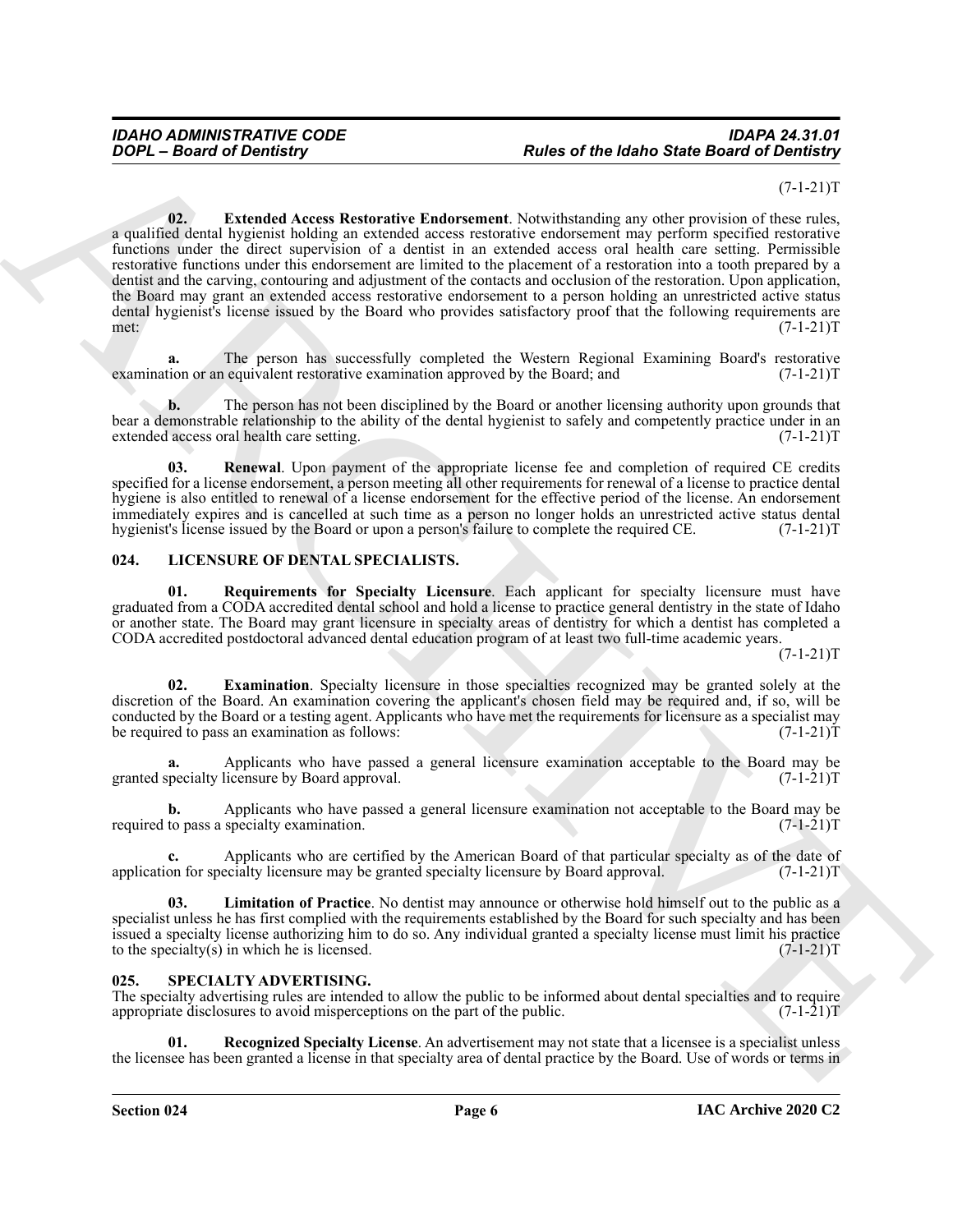(7-1-21)T

**02. Extended Access Restorative Endorsement**. Notwithstanding any other provision of these rules, a qualified dental hygienist holding an extended access restorative endorsement may perform specified restorative functions under the direct supervision of a dentist in an extended access oral health care setting. Permissible restorative functions under this endorsement are limited to the placement of a restoration into a tooth prepared by a dentist and the carving, contouring and adjustment of the contacts and occlusion of the restoration. Upon application, the Board may grant an extended access restorative endorsement to a person holding an unrestricted active status dental hygienist's license issued by the Board who provides satisfactory proof that the following requirements are met: (7-1-21)T

**a.** The person has successfully completed the Western Regional Examining Board's restorative examination or an equivalent restorative examination approved by the Board; and (7-1-21)T

**b.** The person has not been disciplined by the Board or another licensing authority upon grounds that bear a demonstrable relationship to the ability of the dental hygienist to safely and competently practice under in an extended access oral health care setting. (7-1-21)T

**03. Renewal**. Upon payment of the appropriate license fee and completion of required CE credits specified for a license endorsement, a person meeting all other requirements for renewal of a license to practice dental hygiene is also entitled to renewal of a license endorsement for the effective period of the license. An endorsement immediately expires and is cancelled at such time as a person no longer holds an unrestricted active status dental hygienist's license issued by the Board or upon a person's failure to complete the required CE. (7-1-21)T

## 024. LICENSURE OF DENTAL SPECIALISTS.

**01. Requirements for Specialty Licensure**. Each applicant for specialty licensure must have graduated from a CODA accredited dental school and hold a license to practice general dentistry in the state of Idaho or another state. The Board may grant licensure in specialty areas of dentistry for which a dentist has completed a CODA accredited postdoctoral advanced dental education program of at least two full-time academic years. (7-1-21)T

**02. Examination**. Specialty licensure in those specialties recognized may be granted solely at the discretion of the Board. An examination covering the applicant's chosen field may be required and, if so, will be conducted by the Board or a testing agent. Applicants who have met the requirements for licensure as a specialist may be required to pass an examination as follows: (7-1-21)T

**a.** Applicants who have passed a general licensure examination acceptable to the Board may be granted specialty licensure by Board approval. (7-1-21)T

**b.** Applicants who have passed a general licensure examination not acceptable to the Board may be required to pass a specialty examination. (7-1-21)T

**c.** Applicants who are certified by the American Board of that particular specialty as of the date of application for specialty licensure may be granted specialty licensure by Board approval. (7-1-21)T

**03. Limitation of Practice**. No dentist may announce or otherwise hold himself out to the public as a specialist unless he has first complied with the requirements established by the Board for such specialty and has been issued a specialty license authorizing him to do so. Any individual granted a specialty license must limit his practice to the specialty(s) in which he is licensed. (7-1-21)T

## 025. SPECIALTY ADVERTISING.

The specialty advertising rules are intended to allow the public to be informed about dental specialties and to require appropriate disclosures to avoid misperceptions on the part of the public. (7-1-21)T

**01. Recognized Specialty License**. An advertisement may not state that a licensee is a specialist unless the licensee has been granted a license in that specialty area of dental practice by the Board. Use of words or terms in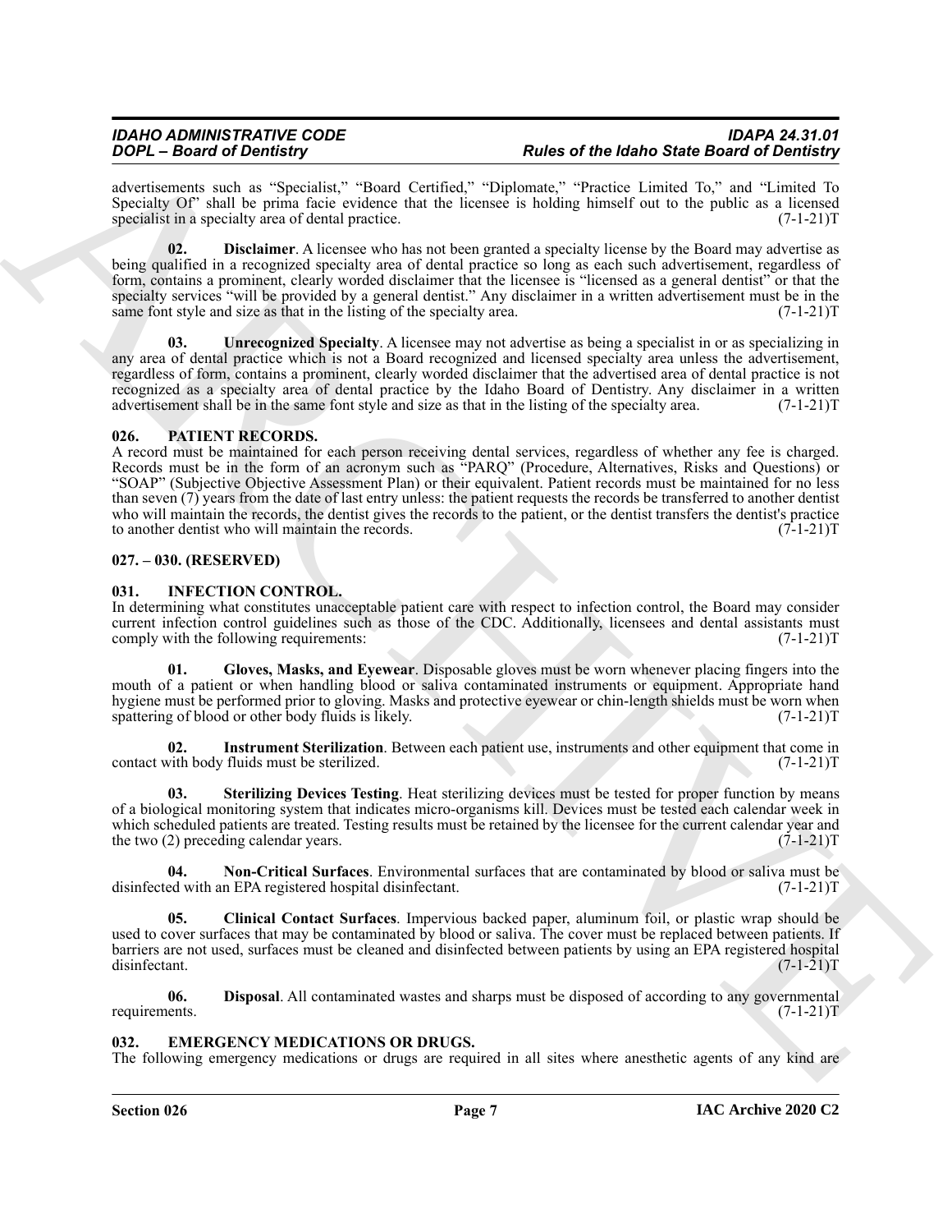advertisements such as "Specialist," "Board Certified," "Diplomate," "Practice Limited To," and "Limited To Specialty Of" shall be prima facie evidence that the licensee is holding himself out to the public as a licensed specialist in a specialty area of dental practice. (7-1-21)T

**02. Disclaimer**. A licensee who has not been granted a specialty license by the Board may advertise as being qualified in a recognized specialty area of dental practice so long as each such advertisement, regardless of form, contains a prominent, clearly worded disclaimer that the licensee is "licensed as a general dentist" or that the specialty services "will be provided by a general dentist." Any disclaimer in a written advertisement must be in the same font style and size as that in the listing of the specialty area. (7-1-21)T

**03. Unrecognized Specialty**. A licensee may not advertise as being a specialist in or as specializing in any area of dental practice which is not a Board recognized and licensed specialty area unless the advertisement, regardless of form, contains a prominent, clearly worded disclaimer that the advertised area of dental practice is not recognized as a specialty area of dental practice by the Idaho Board of Dentistry. Any disclaimer in a written advertisement shall be in the same font style and size as that in the listing of the specialty area. (7-1-21)T

## 026. PATIENT RECORDS.

A record must be maintained for each person receiving dental services, regardless of whether any fee is charged. Records must be in the form of an acronym such as "PARQ" (Procedure, Alternatives, Risks and Questions) or "SOAP" (Subjective Objective Assessment Plan) or their equivalent. Patient records must be maintained for no less than seven (7) years from the date of last entry unless: the patient requests the records be transferred to another dentist who will maintain the records, the dentist gives the records to the patient, or the dentist transfers the dentist's practice to another dentist who will maintain the records. (7-1-21)T

## 027. – 030. (RESERVED)

## 031. INFECTION CONTROL.

In determining what constitutes unacceptable patient care with respect to infection control, the Board may consider current infection control guidelines such as those of the CDC. Additionally, licensees and dental assistants must comply with the following requirements: (7-1-21)T

**01. Gloves, Masks, and Eyewear**. Disposable gloves must be worn whenever placing fingers into the mouth of a patient or when handling blood or saliva contaminated instruments or equipment. Appropriate hand hygiene must be performed prior to gloving. Masks and protective eyewear or chin-length shields must be worn when spattering of blood or other body fluids is likely. (7-1-21)T

**02. Instrument Sterilization**. Between each patient use, instruments and other equipment that come in contact with body fluids must be sterilized. (7-1-21)T

**03. Sterilizing Devices Testing**. Heat sterilizing devices must be tested for proper function by means of a biological monitoring system that indicates micro-organisms kill. Devices must be tested each calendar week in which scheduled patients are treated. Testing results must be retained by the licensee for the current calendar year and the two (2) preceding calendar years. (7-1-21)T

**04. Non-Critical Surfaces**. Environmental surfaces that are contaminated by blood or saliva must be disinfected with an EPA registered hospital disinfectant. (7-1-21)T

**05. Clinical Contact Surfaces**. Impervious backed paper, aluminum foil, or plastic wrap should be used to cover surfaces that may be contaminated by blood or saliva. The cover must be replaced between patients. If barriers are not used, surfaces must be cleaned and disinfected between patients by using an EPA registered hospital disinfectant. (7-1-21)T

**06. Disposal**. All contaminated wastes and sharps must be disposed of according to any governmental requirements. (7-1-21)T

## 032. EMERGENCY MEDICATIONS OR DRUGS.

The following emergency medications or drugs are required in all sites where anesthetic agents of any kind are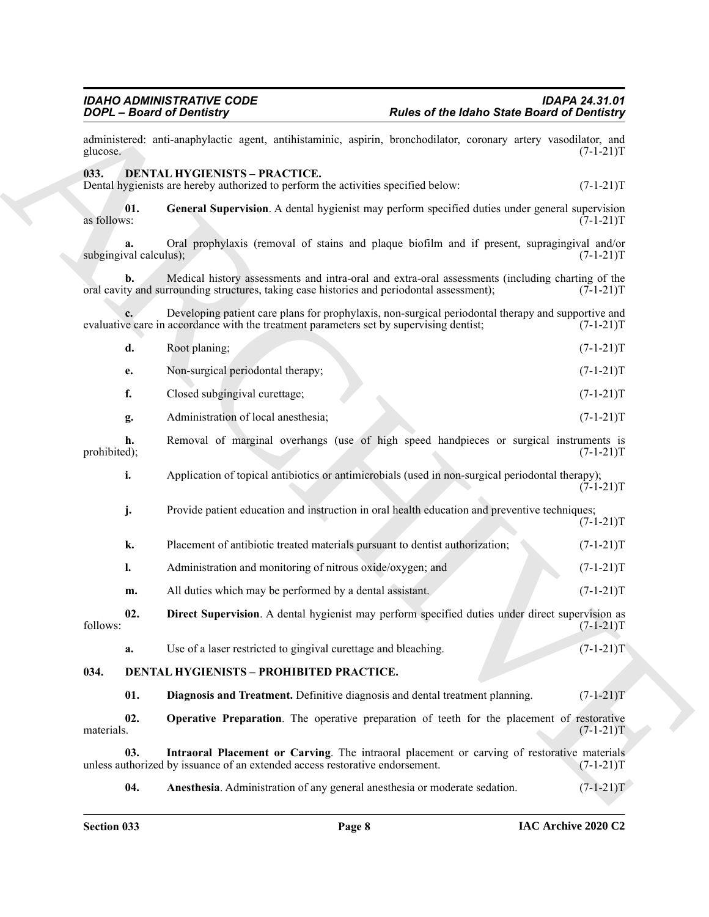administered: anti-anaphylactic agent, antihistaminic, aspirin, bronchodilator, coronary artery vasodilator, and glucose. (7-1-21)T

### 033. DENTAL HYGIENISTS – PRACTICE.

Dental hygienists are hereby authorized to perform the activities specified below: (7-1-21)T

**01. General Supervision**. A dental hygienist may perform specified duties under general supervision as follows: (7-1-21)T

**a.** Oral prophylaxis (removal of stains and plaque biofilm and if present, supragingival and/or subgingival calculus); (7-1-21)T

**b.** Medical history assessments and intra-oral and extra-oral assessments (including charting of the oral cavity and surrounding structures, taking case histories and periodontal assessment); (7-1-21)T

**c.** Developing patient care plans for prophylaxis, non-surgical periodontal therapy and supportive and evaluative care in accordance with the treatment parameters set by supervising dentist; (7-1-21)T

**d.** Root planing; (7-1-21)T

**e.** Non-surgical periodontal therapy; (7-1-21)T

**f.** Closed subgingival curettage; (7-1-21)T

**g.** Administration of local anesthesia; (7-1-21)T

**h.** Removal of marginal overhangs (use of high speed handpieces or surgical instruments is prohibited); (7-1-21)T

**i.** Application of topical antibiotics or antimicrobials (used in non-surgical periodontal therapy); (7-1-21)T

**j.** Provide patient education and instruction in oral health education and preventive techniques; (7-1-21)T

**k.** Placement of antibiotic treated materials pursuant to dentist authorization; (7-1-21)T

**l.** Administration and monitoring of nitrous oxide/oxygen; and (7-1-21)T

**m.** All duties which may be performed by a dental assistant. (7-1-21)T

**02. Direct Supervision**. A dental hygienist may perform specified duties under direct supervision as follows: (7-1-21)T

**a.** Use of a laser restricted to gingival curettage and bleaching. (7-1-21)T

### 034. DENTAL HYGIENISTS – PROHIBITED PRACTICE.

**01. Diagnosis and Treatment.** Definitive diagnosis and dental treatment planning. (7-1-21)T

**02. Operative Preparation**. The operative preparation of teeth for the placement of restorative materials. (7-1-21)T

**03. Intraoral Placement or Carving**. The intraoral placement or carving of restorative materials unless authorized by issuance of an extended access restorative endorsement. (7-1-21)T

**04. Anesthesia**. Administration of any general anesthesia or moderate sedation. (7-1-21)T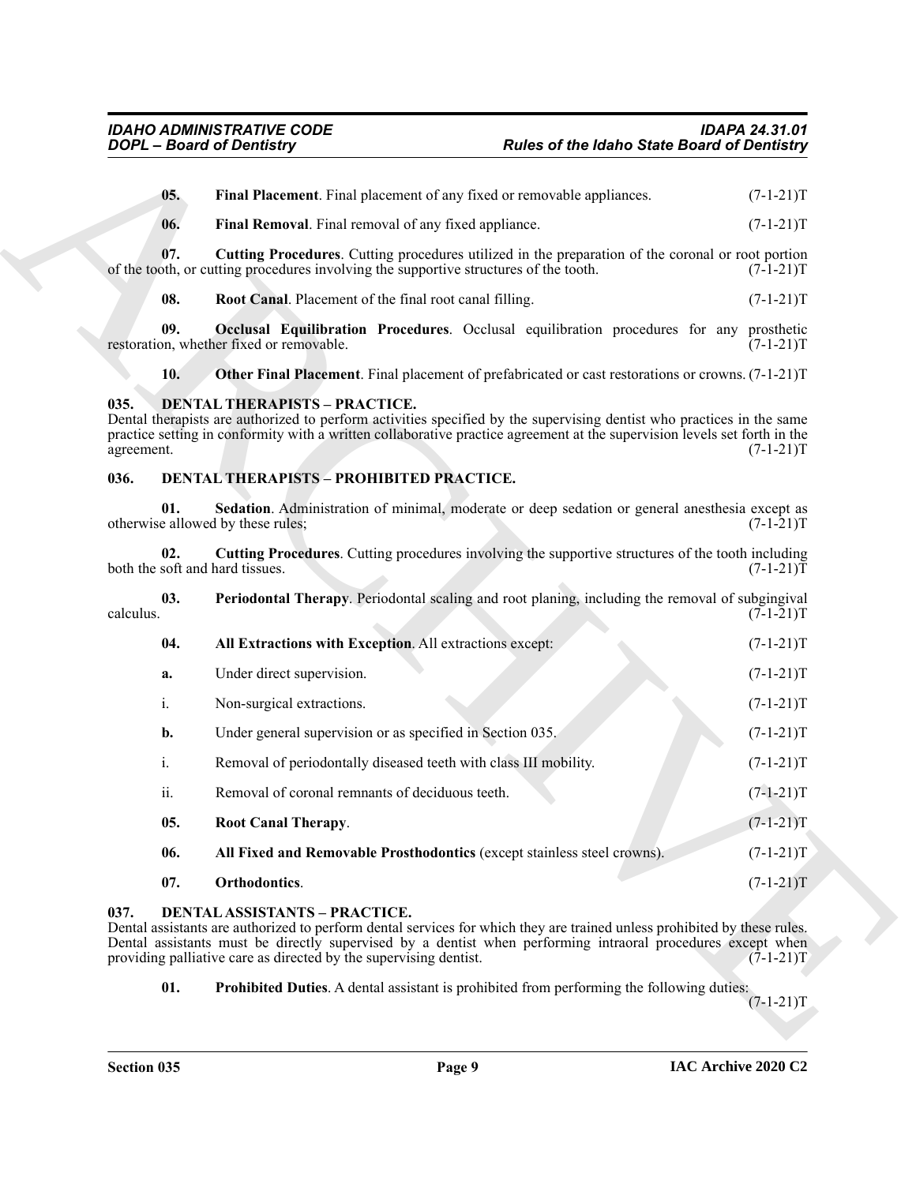**05. Final Placement**. Final placement of any fixed or removable appliances. (7-1-21)T

**06. Final Removal**. Final removal of any fixed appliance. (7-1-21)T

**07. Cutting Procedures**. Cutting procedures utilized in the preparation of the coronal or root portion of the tooth, or cutting procedures involving the supportive structures of the tooth. (7-1-21)T

**08. Root Canal**. Placement of the final root canal filling. (7-1-21)T

**09. Occlusal Equilibration Procedures**. Occlusal equilibration procedures for any prosthetic restoration, whether fixed or removable. (7-1-21)T

**10. Other Final Placement**. Final placement of prefabricated or cast restorations or crowns. (7-1-21)T

## 035. DENTAL THERAPISTS – PRACTICE.

Dental therapists are authorized to perform activities specified by the supervising dentist who practices in the same practice setting in conformity with a written collaborative practice agreement at the supervision levels set forth in the agreement. (7-1-21)T

## 036. DENTAL THERAPISTS – PROHIBITED PRACTICE.

**01. Sedation**. Administration of minimal, moderate or deep sedation or general anesthesia except as otherwise allowed by these rules; (7-1-21)T

**02. Cutting Procedures**. Cutting procedures involving the supportive structures of the tooth including both the soft and hard tissues. (7-1-21)T

**03. Periodontal Therapy**. Periodontal scaling and root planing, including the removal of subgingival calculus. (7-1-21)T

**04. All Extractions with Exception**. All extractions except: (7-1-21)T

**a.** Under direct supervision. (7-1-21)T

i. Non-surgical extractions. (7-1-21)T

**b.** Under general supervision or as specified in Section 035. (7-1-21)T

i. Removal of periodontally diseased teeth with class III mobility. (7-1-21)T

ii. Removal of coronal remnants of deciduous teeth. (7-1-21)T

**05. Root Canal Therapy**. (7-1-21)T

**06. All Fixed and Removable Prosthodontics** (except stainless steel crowns). (7-1-21)T

**07. Orthodontics**. (7-1-21)T

## 037. DENTAL ASSISTANTS – PRACTICE.

Dental assistants are authorized to perform dental services for which they are trained unless prohibited by these rules. Dental assistants must be directly supervised by a dentist when performing intraoral procedures except when providing palliative care as directed by the supervising dentist. (7-1-21)T

**01. Prohibited Duties**. A dental assistant is prohibited from performing the following duties: (7-1-21)T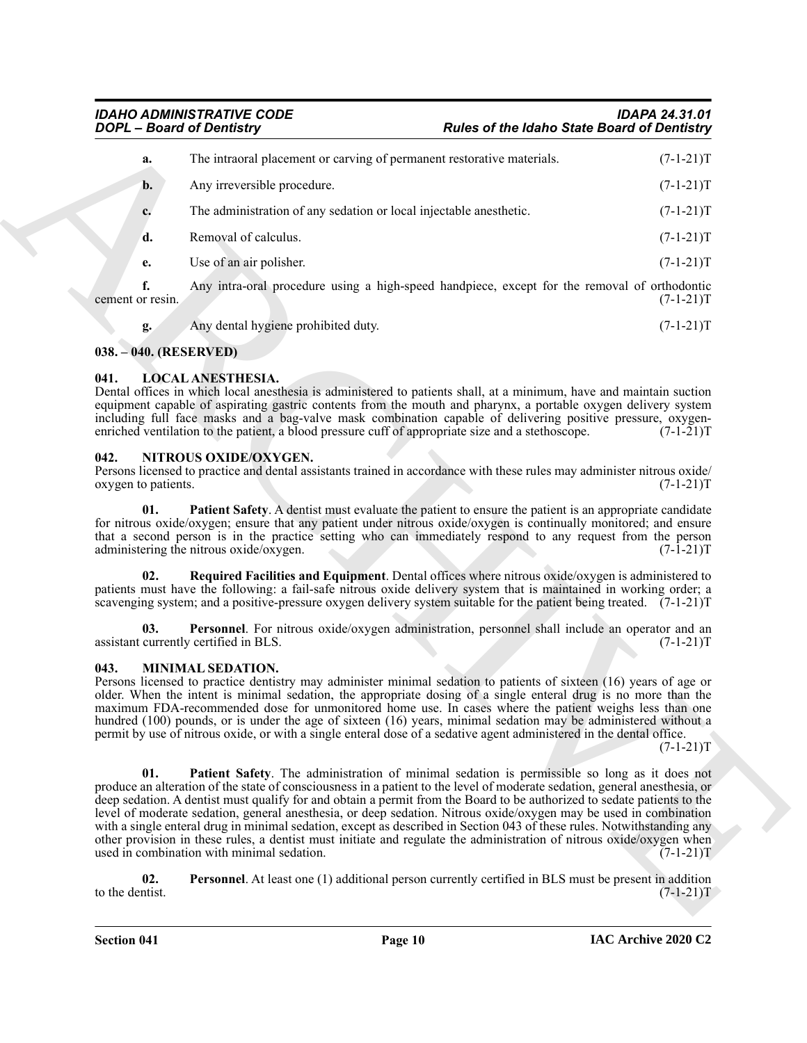**a.** The intraoral placement or carving of permanent restorative materials. (7-1-21)T

**b.** Any irreversible procedure. (7-1-21)T

**c.** The administration of any sedation or local injectable anesthetic. (7-1-21)T

**d.** Removal of calculus. (7-1-21)T

**e.** Use of an air polisher. (7-1-21)T

**f.** Any intra-oral procedure using a high-speed handpiece, except for the removal of orthodontic cement or resin. (7-1-21)T

**g.** Any dental hygiene prohibited duty. (7-1-21)T

### 038. – 040. (RESERVED)

### 041. LOCAL ANESTHESIA.

Dental offices in which local anesthesia is administered to patients shall, at a minimum, have and maintain suction equipment capable of aspirating gastric contents from the mouth and pharynx, a portable oxygen delivery system including full face masks and a bag-valve mask combination capable of delivering positive pressure, oxygen-enriched ventilation to the patient, a blood pressure cuff of appropriate size and a stethoscope. (7-1-21)T

### 042. NITROUS OXIDE/OXYGEN.

Persons licensed to practice and dental assistants trained in accordance with these rules may administer nitrous oxide/oxygen to patients. (7-1-21)T

**01. Patient Safety**. A dentist must evaluate the patient to ensure the patient is an appropriate candidate for nitrous oxide/oxygen; ensure that any patient under nitrous oxide/oxygen is continually monitored; and ensure that a second person is in the practice setting who can immediately respond to any request from the person administering the nitrous oxide/oxygen. (7-1-21)T

**02. Required Facilities and Equipment**. Dental offices where nitrous oxide/oxygen is administered to patients must have the following: a fail-safe nitrous oxide delivery system that is maintained in working order; a scavenging system; and a positive-pressure oxygen delivery system suitable for the patient being treated. (7-1-21)T

**03. Personnel**. For nitrous oxide/oxygen administration, personnel shall include an operator and an assistant currently certified in BLS. (7-1-21)T

### 043. MINIMAL SEDATION.

Persons licensed to practice dentistry may administer minimal sedation to patients of sixteen (16) years of age or older. When the intent is minimal sedation, the appropriate dosing of a single enteral drug is no more than the maximum FDA-recommended dose for unmonitored home use. In cases where the patient weighs less than one hundred (100) pounds, or is under the age of sixteen (16) years, minimal sedation may be administered without a permit by use of nitrous oxide, or with a single enteral dose of a sedative agent administered in the dental office. (7-1-21)T

**01. Patient Safety**. The administration of minimal sedation is permissible so long as it does not produce an alteration of the state of consciousness in a patient to the level of moderate sedation, general anesthesia, or deep sedation. A dentist must qualify for and obtain a permit from the Board to be authorized to sedate patients to the level of moderate sedation, general anesthesia, or deep sedation. Nitrous oxide/oxygen may be used in combination with a single enteral drug in minimal sedation, except as described in Section 043 of these rules. Notwithstanding any other provision in these rules, a dentist must initiate and regulate the administration of nitrous oxide/oxygen when used in combination with minimal sedation. (7-1-21)T

**02. Personnel**. At least one (1) additional person currently certified in BLS must be present in addition to the dentist. (7-1-21)T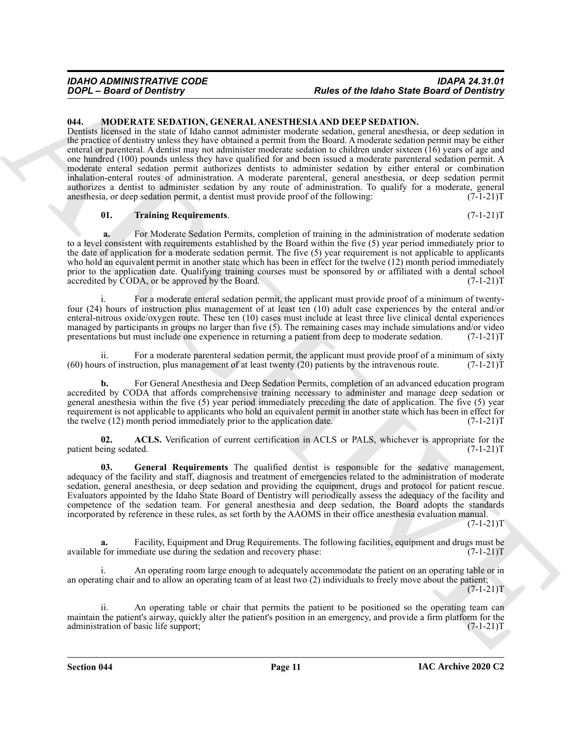### 044. MODERATE SEDATION, GENERAL ANESTHESIA AND DEEP SEDATION.

Dentists licensed in the state of Idaho cannot administer moderate sedation, general anesthesia, or deep sedation in the practice of dentistry unless they have obtained a permit from the Board. A moderate sedation permit may be either enteral or parenteral. A dentist may not administer moderate sedation to children under sixteen (16) years of age and one hundred (100) pounds unless they have qualified for and been issued a moderate parenteral sedation permit. A moderate enteral sedation permit authorizes dentists to administer sedation by either enteral or combination inhalation-enteral routes of administration. A moderate parenteral, general anesthesia, or deep sedation permit authorizes a dentist to administer sedation by any route of administration. To qualify for a moderate, general anesthesia, or deep sedation permit, a dentist must provide proof of the following: (7-1-21)T

**01. Training Requirements**. (7-1-21)T

**a.** For Moderate Sedation Permits, completion of training in the administration of moderate sedation to a level consistent with requirements established by the Board within the five (5) year period immediately prior to the date of application for a moderate sedation permit. The five (5) year requirement is not applicable to applicants who hold an equivalent permit in another state which has been in effect for the twelve (12) month period immediately prior to the application date. Qualifying training courses must be sponsored by or affiliated with a dental school accredited by CODA, or be approved by the Board. (7-1-21)T

i. For a moderate enteral sedation permit, the applicant must provide proof of a minimum of twenty-four (24) hours of instruction plus management of at least ten (10) adult case experiences by the enteral and/or enteral-nitrous oxide/oxygen route. These ten (10) cases must include at least three live clinical dental experiences managed by participants in groups no larger than five (5). The remaining cases may include simulations and/or video presentations but must include one experience in returning a patient from deep to moderate sedation. (7-1-21)T

ii. For a moderate parenteral sedation permit, the applicant must provide proof of a minimum of sixty (60) hours of instruction, plus management of at least twenty (20) patients by the intravenous route. (7-1-21)T

**b.** For General Anesthesia and Deep Sedation Permits, completion of an advanced education program accredited by CODA that affords comprehensive training necessary to administer and manage deep sedation or general anesthesia within the five (5) year period immediately preceding the date of application. The five (5) year requirement is not applicable to applicants who hold an equivalent permit in another state which has been in effect for the twelve (12) month period immediately prior to the application date. (7-1-21)T

**02. ACLS.** Verification of current certification in ACLS or PALS, whichever is appropriate for the patient being sedated. (7-1-21)T

**03. General Requirements** The qualified dentist is responsible for the sedative management, adequacy of the facility and staff, diagnosis and treatment of emergencies related to the administration of moderate sedation, general anesthesia, or deep sedation and providing the equipment, drugs and protocol for patient rescue. Evaluators appointed by the Idaho State Board of Dentistry will periodically assess the adequacy of the facility and competence of the sedation team. For general anesthesia and deep sedation, the Board adopts the standards incorporated by reference in these rules, as set forth by the AAOMS in their office anesthesia evaluation manual. (7-1-21)T

**a.** Facility, Equipment and Drug Requirements. The following facilities, equipment and drugs must be available for immediate use during the sedation and recovery phase: (7-1-21)T

i. An operating room large enough to adequately accommodate the patient on an operating table or in an operating chair and to allow an operating team of at least two (2) individuals to freely move about the patient; (7-1-21)T

ii. An operating table or chair that permits the patient to be positioned so the operating team can maintain the patient's airway, quickly alter the patient's position in an emergency, and provide a firm platform for the administration of basic life support; (7-1-21)T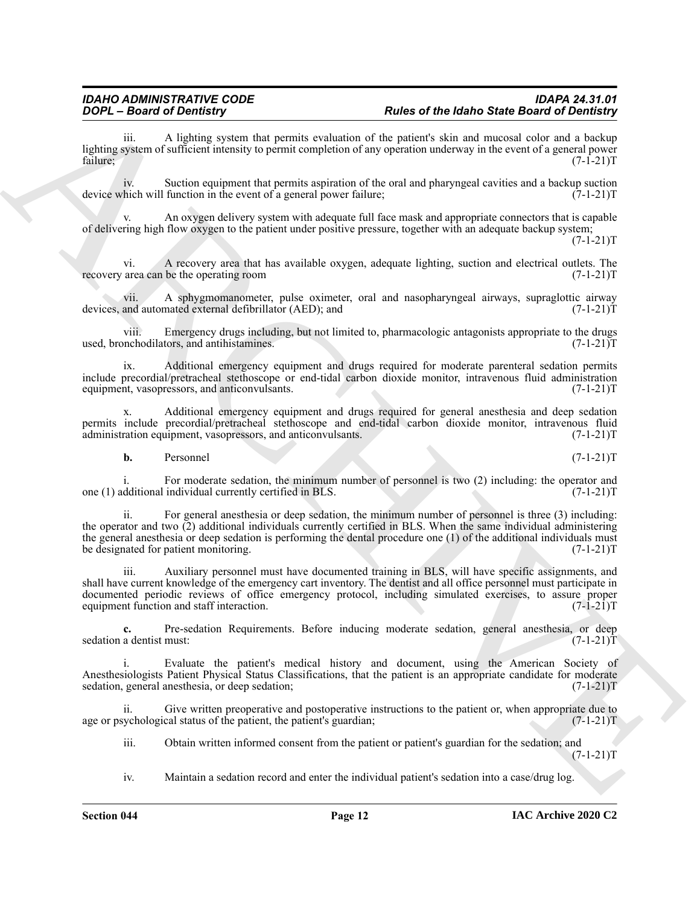iii. A lighting system that permits evaluation of the patient's skin and mucosal color and a backup lighting system of sufficient intensity to permit completion of any operation underway in the event of a general power failure; (7-1-21)T

iv. Suction equipment that permits aspiration of the oral and pharyngeal cavities and a backup suction device which will function in the event of a general power failure; (7-1-21)T

v. An oxygen delivery system with adequate full face mask and appropriate connectors that is capable of delivering high flow oxygen to the patient under positive pressure, together with an adequate backup system; (7-1-21)T

vi. A recovery area that has available oxygen, adequate lighting, suction and electrical outlets. The recovery area can be the operating room (7-1-21)T

vii. A sphygmomanometer, pulse oximeter, oral and nasopharyngeal airways, supraglottic airway devices, and automated external defibrillator (AED); and (7-1-21)T

viii. Emergency drugs including, but not limited to, pharmacologic antagonists appropriate to the drugs used, bronchodilators, and antihistamines. (7-1-21)T

ix. Additional emergency equipment and drugs required for moderate parenteral sedation permits include precordial/pretracheal stethoscope or end-tidal carbon dioxide monitor, intravenous fluid administration equipment, vasopressors, and anticonvulsants. (7-1-21)T

x. Additional emergency equipment and drugs required for general anesthesia and deep sedation permits include precordial/pretracheal stethoscope and end-tidal carbon dioxide monitor, intravenous fluid administration equipment, vasopressors, and anticonvulsants. (7-1-21)T

**b.** Personnel (7-1-21)T

i. For moderate sedation, the minimum number of personnel is two (2) including: the operator and one (1) additional individual currently certified in BLS. (7-1-21)T

ii. For general anesthesia or deep sedation, the minimum number of personnel is three (3) including: the operator and two (2) additional individuals currently certified in BLS. When the same individual administering the general anesthesia or deep sedation is performing the dental procedure one (1) of the additional individuals must be designated for patient monitoring. (7-1-21)T

iii. Auxiliary personnel must have documented training in BLS, will have specific assignments, and shall have current knowledge of the emergency cart inventory. The dentist and all office personnel must participate in documented periodic reviews of office emergency protocol, including simulated exercises, to assure proper equipment function and staff interaction. (7-1-21)T

**c.** Pre-sedation Requirements. Before inducing moderate sedation, general anesthesia, or deep sedation a dentist must: (7-1-21)T

i. Evaluate the patient's medical history and document, using the American Society of Anesthesiologists Patient Physical Status Classifications, that the patient is an appropriate candidate for moderate sedation, general anesthesia, or deep sedation; (7-1-21)T

ii. Give written preoperative and postoperative instructions to the patient or, when appropriate due to age or psychological status of the patient, the patient's guardian; (7-1-21)T

iii. Obtain written informed consent from the patient or patient's guardian for the sedation; and (7-1-21)T

iv. Maintain a sedation record and enter the individual patient's sedation into a case/drug log.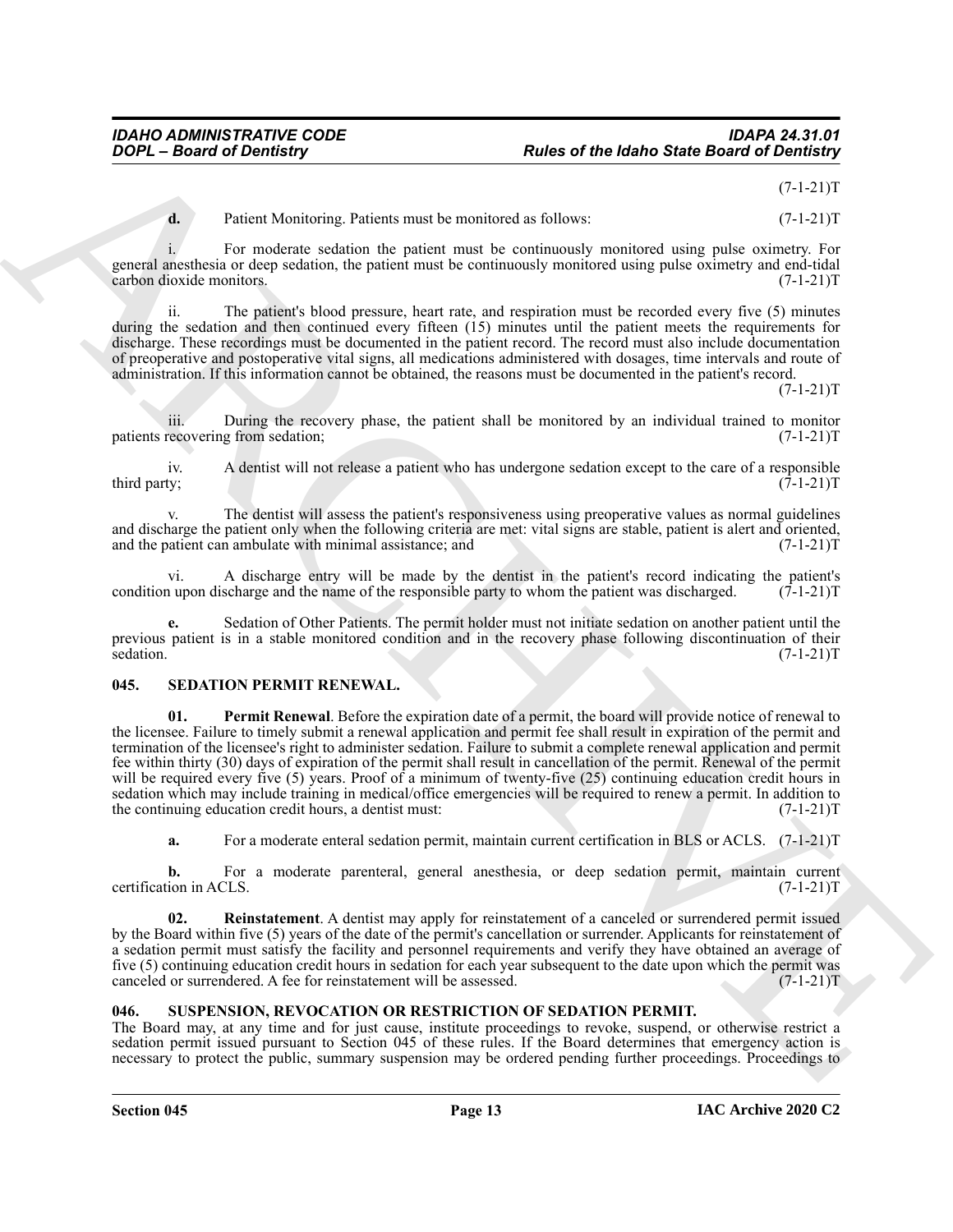(7-1-21)T

**d.** Patient Monitoring. Patients must be monitored as follows: (7-1-21)T

i. For moderate sedation the patient must be continuously monitored using pulse oximetry. For general anesthesia or deep sedation, the patient must be continuously monitored using pulse oximetry and end-tidal carbon dioxide monitors. (7-1-21)T

ii. The patient's blood pressure, heart rate, and respiration must be recorded every five (5) minutes during the sedation and then continued every fifteen (15) minutes until the patient meets the requirements for discharge. These recordings must be documented in the patient record. The record must also include documentation of preoperative and postoperative vital signs, all medications administered with dosages, time intervals and route of administration. If this information cannot be obtained, the reasons must be documented in the patient's record. (7-1-21)T

iii. During the recovery phase, the patient shall be monitored by an individual trained to monitor patients recovering from sedation; (7-1-21)T

iv. A dentist will not release a patient who has undergone sedation except to the care of a responsible third party; (7-1-21)T

v. The dentist will assess the patient's responsiveness using preoperative values as normal guidelines and discharge the patient only when the following criteria are met: vital signs are stable, patient is alert and oriented, and the patient can ambulate with minimal assistance; and (7-1-21)T

vi. A discharge entry will be made by the dentist in the patient's record indicating the patient's condition upon discharge and the name of the responsible party to whom the patient was discharged. (7-1-21)T

**e.** Sedation of Other Patients. The permit holder must not initiate sedation on another patient until the previous patient is in a stable monitored condition and in the recovery phase following discontinuation of their sedation. (7-1-21)T

## 045. SEDATION PERMIT RENEWAL.

**01. Permit Renewal**. Before the expiration date of a permit, the board will provide notice of renewal to the licensee. Failure to timely submit a renewal application and permit fee shall result in expiration of the permit and termination of the licensee's right to administer sedation. Failure to submit a complete renewal application and permit fee within thirty (30) days of expiration of the permit shall result in cancellation of the permit. Renewal of the permit will be required every five (5) years. Proof of a minimum of twenty-five (25) continuing education credit hours in sedation which may include training in medical/office emergencies will be required to renew a permit. In addition to the continuing education credit hours, a dentist must: (7-1-21)T

**a.** For a moderate enteral sedation permit, maintain current certification in BLS or ACLS. (7-1-21)T

**b.** For a moderate parenteral, general anesthesia, or deep sedation permit, maintain current certification in ACLS. (7-1-21)T

**02. Reinstatement**. A dentist may apply for reinstatement of a canceled or surrendered permit issued by the Board within five (5) years of the date of the permit's cancellation or surrender. Applicants for reinstatement of a sedation permit must satisfy the facility and personnel requirements and verify they have obtained an average of five (5) continuing education credit hours in sedation for each year subsequent to the date upon which the permit was canceled or surrendered. A fee for reinstatement will be assessed. (7-1-21)T

## 046. SUSPENSION, REVOCATION OR RESTRICTION OF SEDATION PERMIT.

The Board may, at any time and for just cause, institute proceedings to revoke, suspend, or otherwise restrict a sedation permit issued pursuant to Section 045 of these rules. If the Board determines that emergency action is necessary to protect the public, summary suspension may be ordered pending further proceedings. Proceedings to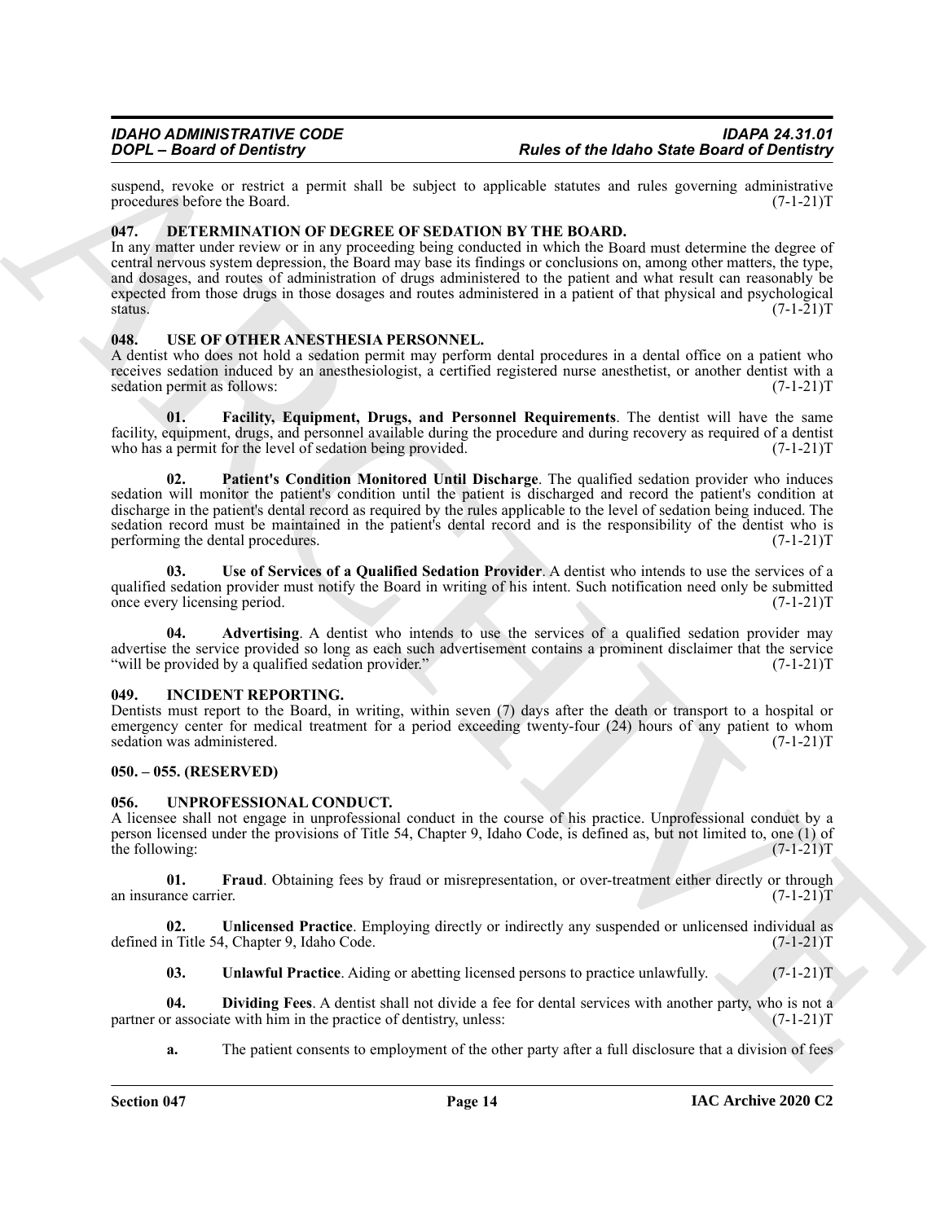suspend, revoke or restrict a permit shall be subject to applicable statutes and rules governing administrative procedures before the Board. (7-1-21)T

## 047. DETERMINATION OF DEGREE OF SEDATION BY THE BOARD.

In any matter under review or in any proceeding being conducted in which the Board must determine the degree of central nervous system depression, the Board may base its findings or conclusions on, among other matters, the type, and dosages, and routes of administration of drugs administered to the patient and what result can reasonably be expected from those drugs in those dosages and routes administered in a patient of that physical and psychological status. (7-1-21)T

## 048. USE OF OTHER ANESTHESIA PERSONNEL.

A dentist who does not hold a sedation permit may perform dental procedures in a dental office on a patient who receives sedation induced by an anesthesiologist, a certified registered nurse anesthetist, or another dentist with a sedation permit as follows: (7-1-21)T

**01. Facility, Equipment, Drugs, and Personnel Requirements**. The dentist will have the same facility, equipment, drugs, and personnel available during the procedure and during recovery as required of a dentist who has a permit for the level of sedation being provided. (7-1-21)T

**02. Patient's Condition Monitored Until Discharge**. The qualified sedation provider who induces sedation will monitor the patient's condition until the patient is discharged and record the patient's condition at discharge in the patient's dental record as required by the rules applicable to the level of sedation being induced. The sedation record must be maintained in the patient's dental record and is the responsibility of the dentist who is performing the dental procedures. (7-1-21)T

**03. Use of Services of a Qualified Sedation Provider**. A dentist who intends to use the services of a qualified sedation provider must notify the Board in writing of his intent. Such notification need only be submitted once every licensing period. (7-1-21)T

**04. Advertising**. A dentist who intends to use the services of a qualified sedation provider may advertise the service provided so long as each such advertisement contains a prominent disclaimer that the service "will be provided by a qualified sedation provider." (7-1-21)T

## 049. INCIDENT REPORTING.

Dentists must report to the Board, in writing, within seven (7) days after the death or transport to a hospital or emergency center for medical treatment for a period exceeding twenty-four (24) hours of any patient to whom sedation was administered. (7-1-21)T

## 050. – 055. (RESERVED)

## 056. UNPROFESSIONAL CONDUCT.

A licensee shall not engage in unprofessional conduct in the course of his practice. Unprofessional conduct by a person licensed under the provisions of Title 54, Chapter 9, Idaho Code, is defined as, but not limited to, one (1) of the following: (7-1-21)T

**01. Fraud**. Obtaining fees by fraud or misrepresentation, or over-treatment either directly or through an insurance carrier. (7-1-21)T

**02. Unlicensed Practice**. Employing directly or indirectly any suspended or unlicensed individual as defined in Title 54, Chapter 9, Idaho Code. (7-1-21)T

**03. Unlawful Practice**. Aiding or abetting licensed persons to practice unlawfully. (7-1-21)T

**04. Dividing Fees**. A dentist shall not divide a fee for dental services with another party, who is not a partner or associate with him in the practice of dentistry, unless: (7-1-21)T

**a.** The patient consents to employment of the other party after a full disclosure that a division of fees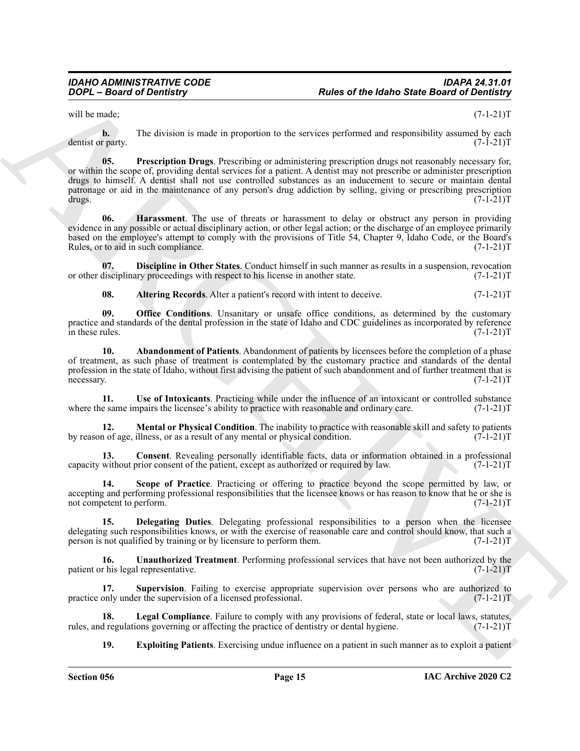will be made; (7-1-21)T

**b.** The division is made in proportion to the services performed and responsibility assumed by each dentist or party. (7-1-21)T

**05. Prescription Drugs**. Prescribing or administering prescription drugs not reasonably necessary for, or within the scope of, providing dental services for a patient. A dentist may not prescribe or administer prescription drugs to himself. A dentist shall not use controlled substances as an inducement to secure or maintain dental patronage or aid in the maintenance of any person's drug addiction by selling, giving or prescribing prescription drugs. (7-1-21)T

**06. Harassment**. The use of threats or harassment to delay or obstruct any person in providing evidence in any possible or actual disciplinary action, or other legal action; or the discharge of an employee primarily based on the employee's attempt to comply with the provisions of Title 54, Chapter 9, Idaho Code, or the Board's Rules, or to aid in such compliance. (7-1-21)T

**07. Discipline in Other States**. Conduct himself in such manner as results in a suspension, revocation or other disciplinary proceedings with respect to his license in another state. (7-1-21)T

**08. Altering Records**. Alter a patient's record with intent to deceive. (7-1-21)T

**09. Office Conditions**. Unsanitary or unsafe office conditions, as determined by the customary practice and standards of the dental profession in the state of Idaho and CDC guidelines as incorporated by reference in these rules. (7-1-21)T

**10. Abandonment of Patients**. Abandonment of patients by licensees before the completion of a phase of treatment, as such phase of treatment is contemplated by the customary practice and standards of the dental profession in the state of Idaho, without first advising the patient of such abandonment and of further treatment that is necessary. (7-1-21)T

**11. Use of Intoxicants**. Practicing while under the influence of an intoxicant or controlled substance where the same impairs the licensee's ability to practice with reasonable and ordinary care. (7-1-21)T

**12. Mental or Physical Condition**. The inability to practice with reasonable skill and safety to patients by reason of age, illness, or as a result of any mental or physical condition. (7-1-21)T

**13. Consent**. Revealing personally identifiable facts, data or information obtained in a professional capacity without prior consent of the patient, except as authorized or required by law. (7-1-21)T

**14. Scope of Practice**. Practicing or offering to practice beyond the scope permitted by law, or accepting and performing professional responsibilities that the licensee knows or has reason to know that he or she is not competent to perform. (7-1-21)T

**15. Delegating Duties**. Delegating professional responsibilities to a person when the licensee delegating such responsibilities knows, or with the exercise of reasonable care and control should know, that such a person is not qualified by training or by licensure to perform them. (7-1-21)T

**16. Unauthorized Treatment**. Performing professional services that have not been authorized by the patient or his legal representative. (7-1-21)T

**17. Supervision**. Failing to exercise appropriate supervision over persons who are authorized to practice only under the supervision of a licensed professional. (7-1-21)T

**18. Legal Compliance**. Failure to comply with any provisions of federal, state or local laws, statutes, rules, and regulations governing or affecting the practice of dentistry or dental hygiene. (7-1-21)T

**19. Exploiting Patients**. Exercising undue influence on a patient in such manner as to exploit a patient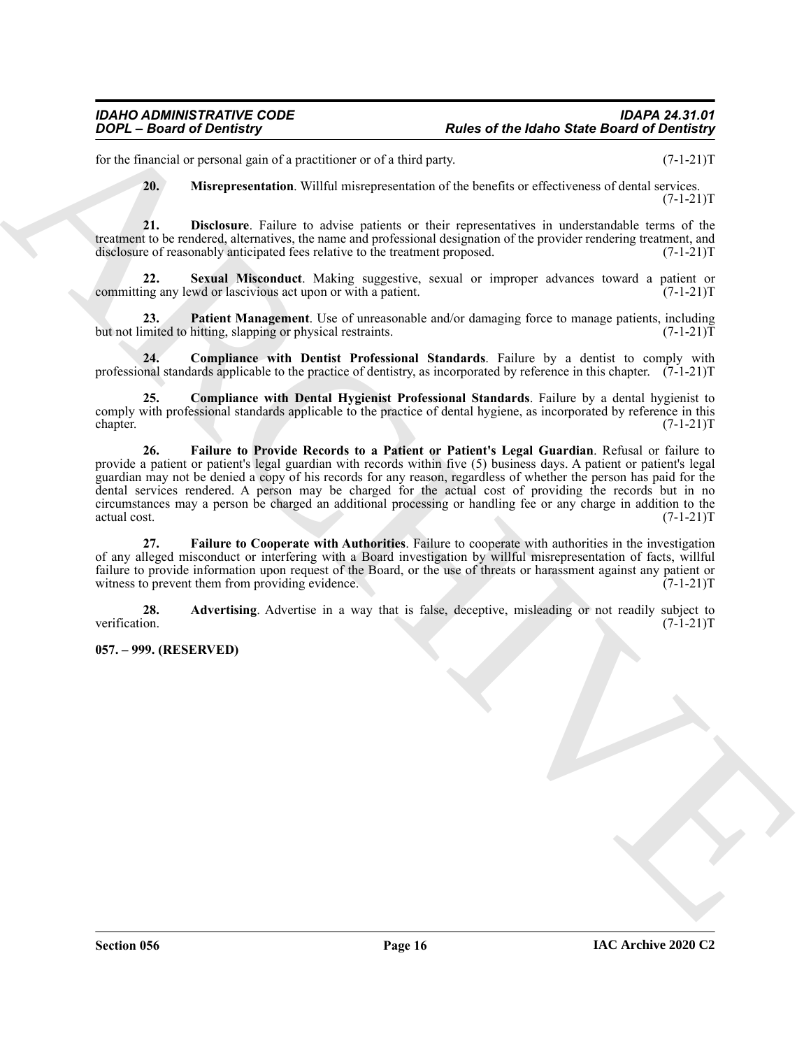for the financial or personal gain of a practitioner or of a third party. (7-1-21)T

**20. Misrepresentation**. Willful misrepresentation of the benefits or effectiveness of dental services. (7-1-21)T

**21. Disclosure**. Failure to advise patients or their representatives in understandable terms of the treatment to be rendered, alternatives, the name and professional designation of the provider rendering treatment, and disclosure of reasonably anticipated fees relative to the treatment proposed. (7-1-21)T

**22. Sexual Misconduct**. Making suggestive, sexual or improper advances toward a patient or committing any lewd or lascivious act upon or with a patient. (7-1-21)T

**23. Patient Management**. Use of unreasonable and/or damaging force to manage patients, including but not limited to hitting, slapping or physical restraints. (7-1-21)T

**24. Compliance with Dentist Professional Standards**. Failure by a dentist to comply with professional standards applicable to the practice of dentistry, as incorporated by reference in this chapter. (7-1-21)T

**25. Compliance with Dental Hygienist Professional Standards**. Failure by a dental hygienist to comply with professional standards applicable to the practice of dental hygiene, as incorporated by reference in this chapter. (7-1-21)T

**26. Failure to Provide Records to a Patient or Patient's Legal Guardian**. Refusal or failure to provide a patient or patient's legal guardian with records within five (5) business days. A patient or patient's legal guardian may not be denied a copy of his records for any reason, regardless of whether the person has paid for the dental services rendered. A person may be charged for the actual cost of providing the records but in no circumstances may a person be charged an additional processing or handling fee or any charge in addition to the actual cost. (7-1-21)T

**27. Failure to Cooperate with Authorities**. Failure to cooperate with authorities in the investigation of any alleged misconduct or interfering with a Board investigation by willful misrepresentation of facts, willful failure to provide information upon request of the Board, or the use of threats or harassment against any patient or witness to prevent them from providing evidence. (7-1-21)T

**28. Advertising**. Advertise in a way that is false, deceptive, misleading or not readily subject to verification. (7-1-21)T

**057. – 999. (RESERVED)**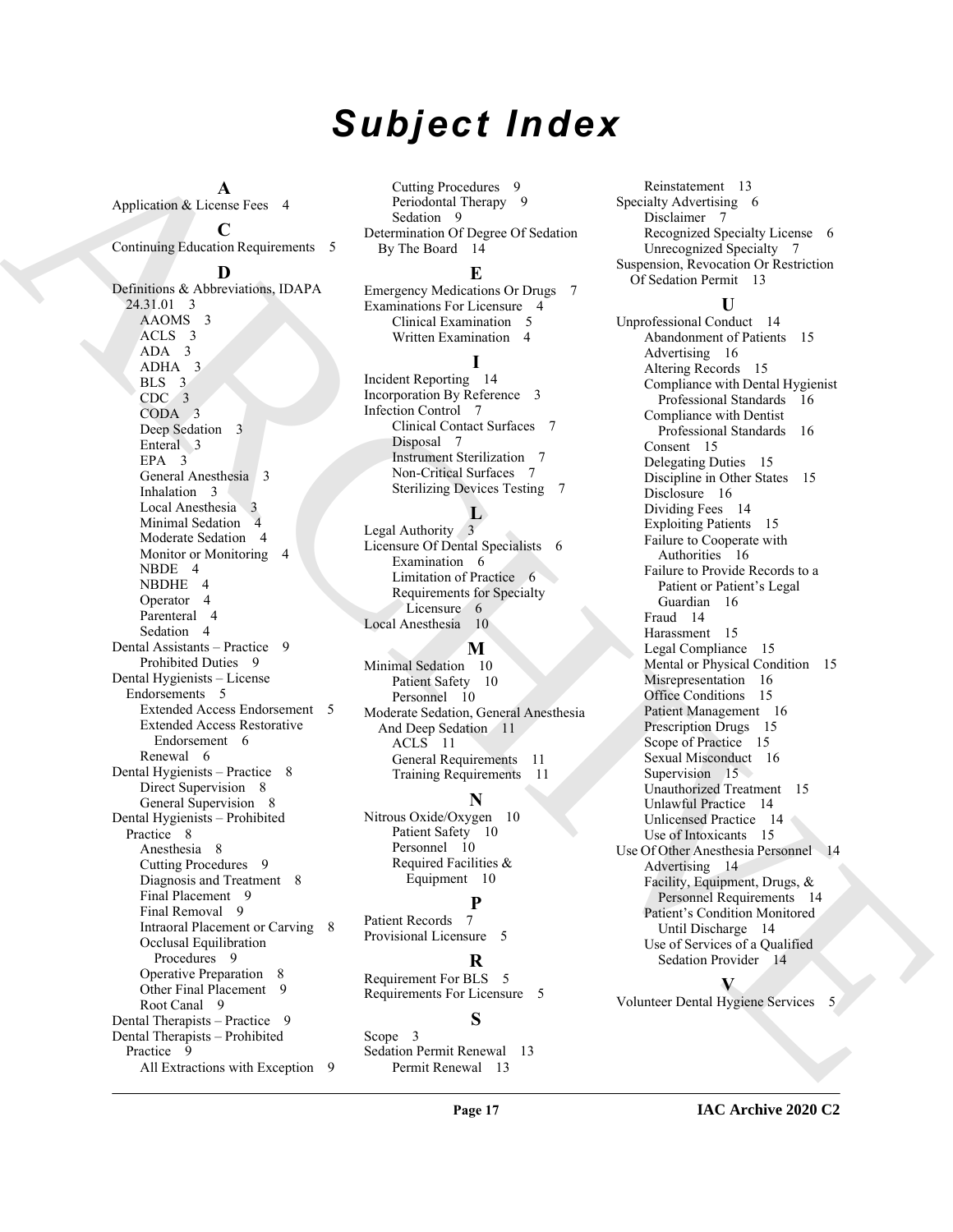# Subject Index

**A**

Application & License Fees 4

**C**

Continuing Education Requirements 5

**D**

Definitions & Abbreviations, IDAPA 24.31.01 3
- AAOMS 3
- ACLS 3
- ADA 3
- ADHA 3
- BLS 3
- CDC 3
- CODA 3
- Deep Sedation 3
- Enteral 3
- EPA 3
- General Anesthesia 3
- Inhalation 3
- Local Anesthesia 3
- Minimal Sedation 4
- Moderate Sedation 4
- Monitor or Monitoring 4
- NBDE 4
- NBDHE 4
- Operator 4
- Parenteral 4
- Sedation 4

Dental Assistants – Practice 9
- Prohibited Duties 9

Dental Hygienists – License Endorsements 5
- Extended Access Endorsement 5
- Extended Access Restorative Endorsement 6
- Renewal 6

Dental Hygienists – Practice 8
- Direct Supervision 8
- General Supervision 8

Dental Hygienists – Prohibited Practice 8
- Anesthesia 8
- Cutting Procedures 9
- Diagnosis and Treatment 8
- Final Placement 9
- Final Removal 9
- Intraoral Placement or Carving 8
- Occlusal Equilibration Procedures 9
- Operative Preparation 8
- Other Final Placement 9
- Root Canal 9

Dental Therapists – Practice 9

Dental Therapists – Prohibited Practice 9
- All Extractions with Exception 9
- Cutting Procedures 9
- Periodontal Therapy 9
- Sedation 9

Determination Of Degree Of Sedation By The Board 14

**E**

Emergency Medications Or Drugs 7

Examinations For Licensure 4
- Clinical Examination 5
- Written Examination 4

**I**

Incident Reporting 14

Incorporation By Reference 3

Infection Control 7
- Clinical Contact Surfaces 7
- Disposal 7
- Instrument Sterilization 7
- Non-Critical Surfaces 7
- Sterilizing Devices Testing 7

**L**

Legal Authority 3

Licensure Of Dental Specialists 6
- Examination 6
- Limitation of Practice 6
- Requirements for Specialty Licensure 6

Local Anesthesia 10

**M**

Minimal Sedation 10
- Patient Safety 10
- Personnel 10

Moderate Sedation, General Anesthesia And Deep Sedation 11
- ACLS 11
- General Requirements 11
- Training Requirements 11

**N**

Nitrous Oxide/Oxygen 10
- Patient Safety 10
- Personnel 10
- Required Facilities & Equipment 10

**P**

Patient Records 7

Provisional Licensure 5

**R**

Requirement For BLS 5

Requirements For Licensure 5

**S**

Scope 3

Sedation Permit Renewal 13
- Permit Renewal 13
- Reinstatement 13

Specialty Advertising 6
- Disclaimer 7
- Recognized Specialty License 6
- Unrecognized Specialty 7

Suspension, Revocation Or Restriction Of Sedation Permit 13

**U**

Unprofessional Conduct 14
- Abandonment of Patients 15
- Advertising 16
- Altering Records 15
- Compliance with Dental Hygienist Professional Standards 16
- Compliance with Dentist Professional Standards 16
- Consent 15
- Delegating Duties 15
- Discipline in Other States 15
- Disclosure 16
- Dividing Fees 14
- Exploiting Patients 15
- Failure to Cooperate with Authorities 16
- Failure to Provide Records to a Patient or Patient's Legal Guardian 16
- Fraud 14
- Harassment 15
- Legal Compliance 15
- Mental or Physical Condition 15
- Misrepresentation 16
- Office Conditions 15
- Patient Management 16
- Prescription Drugs 15
- Scope of Practice 15
- Sexual Misconduct 16
- Supervision 15
- Unauthorized Treatment 15
- Unlawful Practice 14
- Unlicensed Practice 14
- Use of Intoxicants 15

Use Of Other Anesthesia Personnel 14
- Advertising 14
- Facility, Equipment, Drugs, & Personnel Requirements 14
- Patient's Condition Monitored Until Discharge 14
- Use of Services of a Qualified Sedation Provider 14

**V**

Volunteer Dental Hygiene Services 5